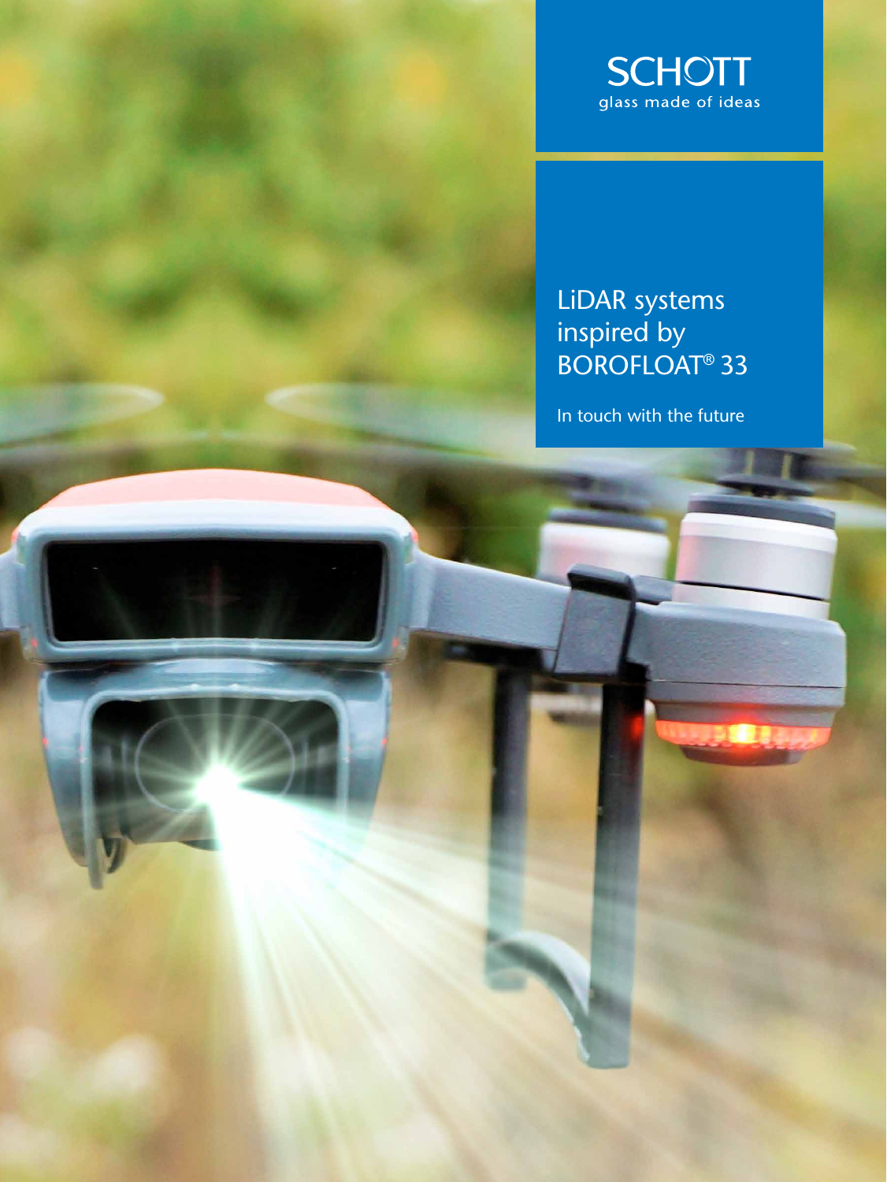SCHOTT
glass made of ideas

# LiDAR systems inspired by BOROFLOAT® 33

In touch with the future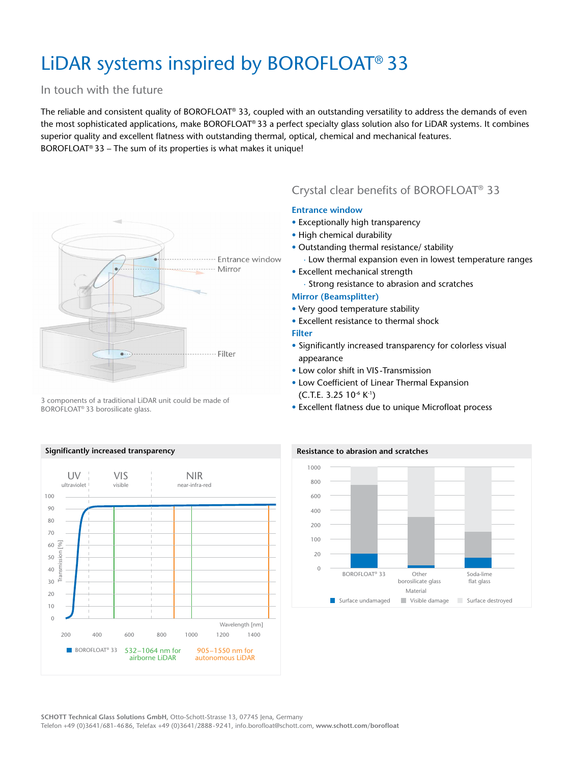# LiDAR systems inspired by BOROFLOAT® 33

## In touch with the future

The reliable and consistent quality of BOROFLOAT® 33, coupled with an outstanding versatility to address the demands of even the most sophisticated applications, make BOROFLOAT® 33 a perfect specialty glass solution also for LiDAR systems. It combines superior quality and excellent flatness with outstanding thermal, optical, chemical and mechanical features.
BOROFLOAT® 33 – The sum of its properties is what makes it unique!

Entrance window
Mirror
Filter

3 components of a traditional LiDAR unit could be made of BOROFLOAT® 33 borosilicate glass.

## Crystal clear benefits of BOROFLOAT® 33

**Entrance window**

- Exceptionally high transparency
- High chemical durability
- Outstanding thermal resistance/ stability
  - Low thermal expansion even in lowest temperature ranges
- Excellent mechanical strength
  - Strong resistance to abrasion and scratches

**Mirror (Beamsplitter)**

- Very good temperature stability
- Excellent resistance to thermal shock

**Filter**

- Significantly increased transparency for colorless visual appearance
- Low color shift in VIS-Transmission
- Low Coefficient of Linear Thermal Expansion (C.T.E. 3.25 $10^{-6}$ $K^{-1}$)
- Excellent flatness due to unique Microfloat process

**Significantly increased transparency**

UV ultraviolet | VIS visible | NIR near-infra-red

Transmission [%]: 0, 10, 20, 30, 40, 50, 60, 70, 80, 90, 100

Wavelength [nm]: 200, 400, 600, 800, 1000, 1200, 1400

BOROFLOAT® 33 | 532–1064 nm for airborne LiDAR | 905–1550 nm for autonomous LiDAR

**Resistance to abrasion and scratches**

1000, 800, 600, 400, 200, 100, 20, 0

Material: BOROFLOAT® 33 | Other borosilicate glass | Soda-lime flat glass

Surface undamaged | Visible damage | Surface destroyed

**SCHOTT Technical Glass Solutions GmbH,** Otto-Schott-Strasse 13, 07745 Jena, Germany
Telefon +49 (0)3641/681-4686, Telefax +49 (0)3641/2888-9241, info.borofloat@schott.com, **www.schott.com/borofloat**